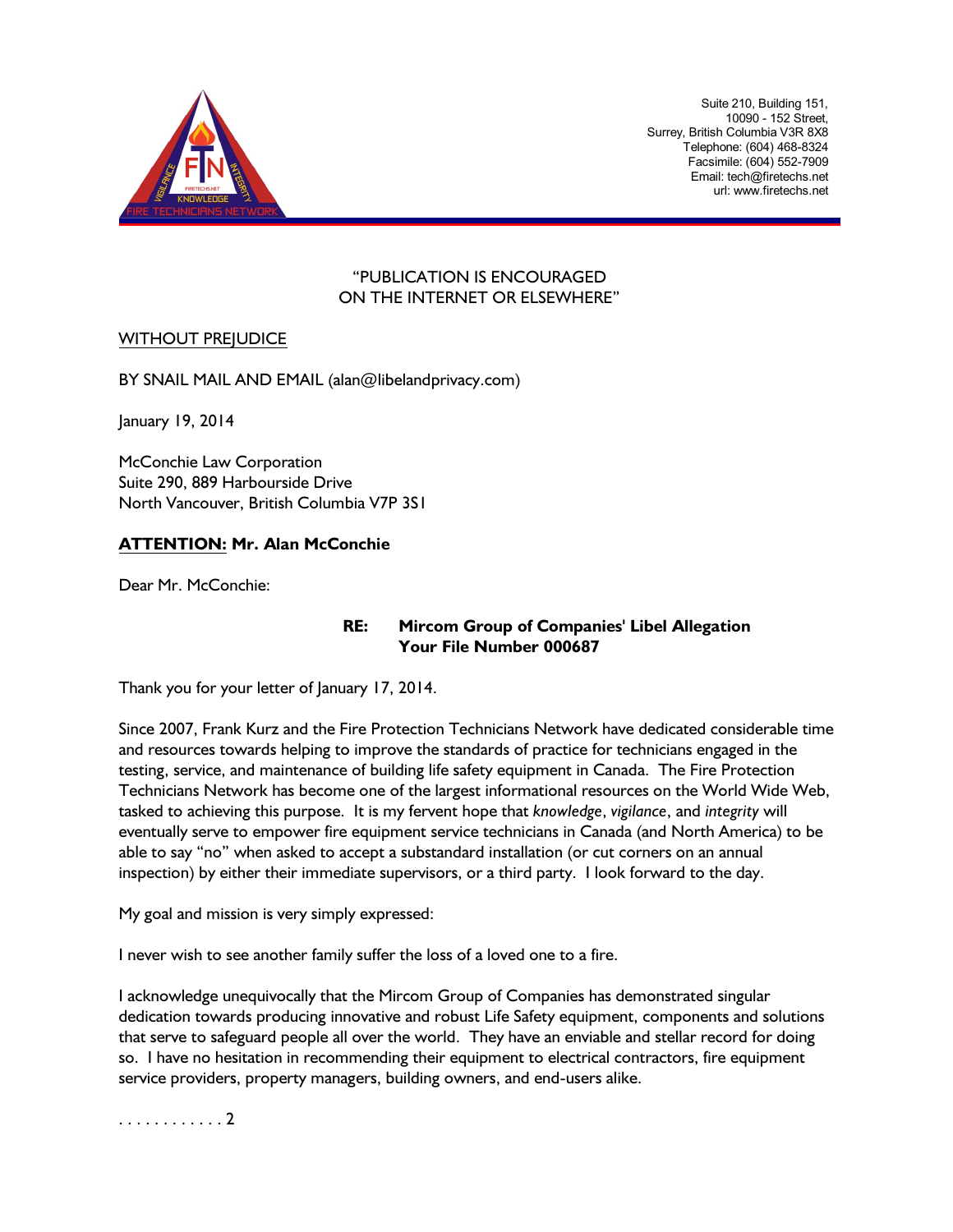Suite 210, Building 151,
10090 - 152 Street,
Surrey, British Columbia V3R 8X8
Telephone: (604) 468-8324
Facsimile: (604) 552-7909
Email: tech@firetechs.net
url: www.firetechs.net

"PUBLICATION IS ENCOURAGED
ON THE INTERNET OR ELSEWHERE"

WITHOUT PREJUDICE

BY SNAIL MAIL AND EMAIL (alan@libelandprivacy.com)

January 19, 2014

McConchie Law Corporation
Suite 290, 889 Harbourside Drive
North Vancouver, British Columbia V7P 3S1

**ATTENTION: Mr. Alan McConchie**

Dear Mr. McConchie:

**RE: Mircom Group of Companies' Libel Allegation**
**Your File Number 000687**

Thank you for your letter of January 17, 2014.

Since 2007, Frank Kurz and the Fire Protection Technicians Network have dedicated considerable time and resources towards helping to improve the standards of practice for technicians engaged in the testing, service, and maintenance of building life safety equipment in Canada. The Fire Protection Technicians Network has become one of the largest informational resources on the World Wide Web, tasked to achieving this purpose. It is my fervent hope that *knowledge*, *vigilance*, and *integrity* will eventually serve to empower fire equipment service technicians in Canada (and North America) to be able to say "no" when asked to accept a substandard installation (or cut corners on an annual inspection) by either their immediate supervisors, or a third party. I look forward to the day.

My goal and mission is very simply expressed:

I never wish to see another family suffer the loss of a loved one to a fire.

I acknowledge unequivocally that the Mircom Group of Companies has demonstrated singular dedication towards producing innovative and robust Life Safety equipment, components and solutions that serve to safeguard people all over the world. They have an enviable and stellar record for doing so. I have no hesitation in recommending their equipment to electrical contractors, fire equipment service providers, property managers, building owners, and end-users alike.

. . . . . . . . . . . . 2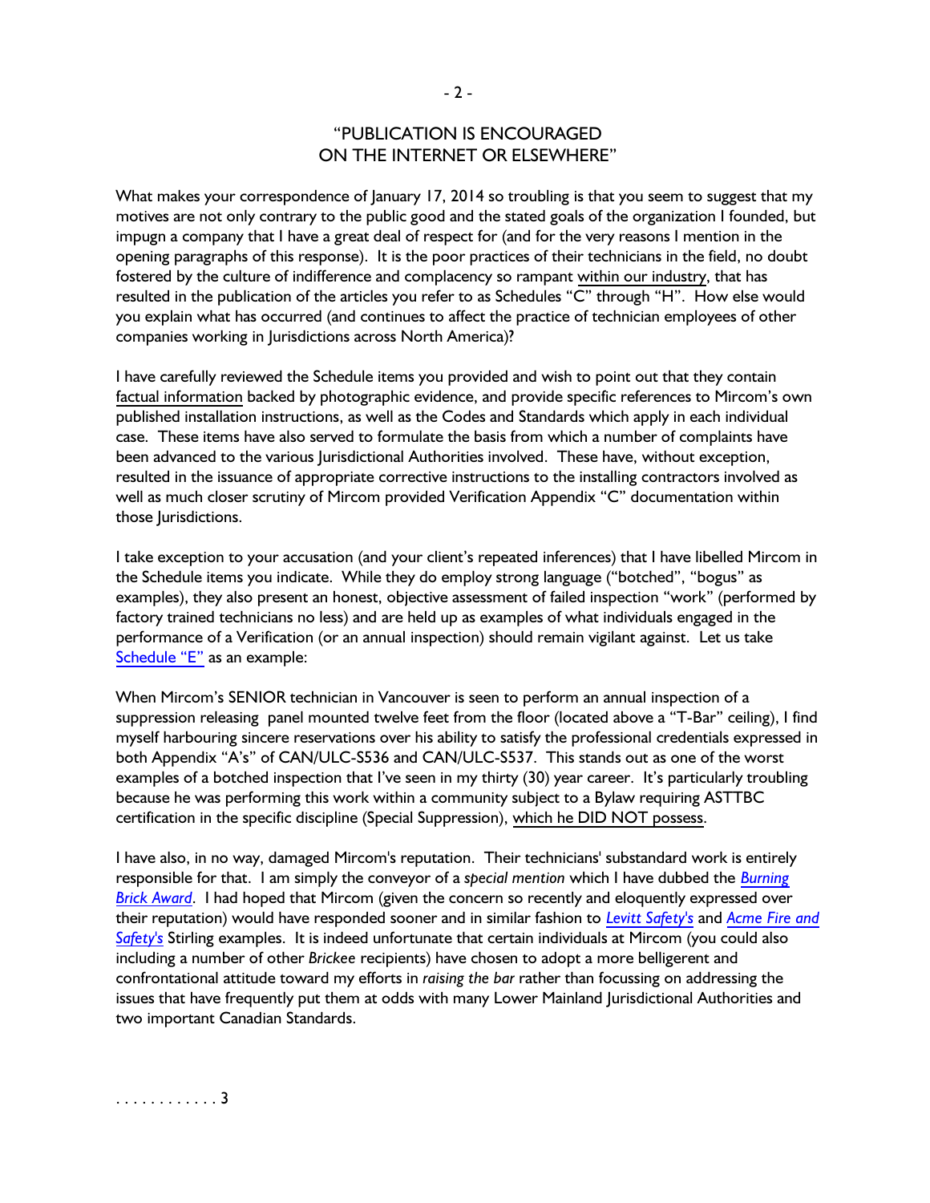"PUBLICATION IS ENCOURAGED
ON THE INTERNET OR ELSEWHERE"

What makes your correspondence of January 17, 2014 so troubling is that you seem to suggest that my motives are not only contrary to the public good and the stated goals of the organization I founded, but impugn a company that I have a great deal of respect for (and for the very reasons I mention in the opening paragraphs of this response). It is the poor practices of their technicians in the field, no doubt fostered by the culture of indifference and complacency so rampant within our industry, that has resulted in the publication of the articles you refer to as Schedules "C" through "H". How else would you explain what has occurred (and continues to affect the practice of technician employees of other companies working in Jurisdictions across North America)?

I have carefully reviewed the Schedule items you provided and wish to point out that they contain factual information backed by photographic evidence, and provide specific references to Mircom's own published installation instructions, as well as the Codes and Standards which apply in each individual case. These items have also served to formulate the basis from which a number of complaints have been advanced to the various Jurisdictional Authorities involved. These have, without exception, resulted in the issuance of appropriate corrective instructions to the installing contractors involved as well as much closer scrutiny of Mircom provided Verification Appendix "C" documentation within those Jurisdictions.

I take exception to your accusation (and your client's repeated inferences) that I have libelled Mircom in the Schedule items you indicate. While they do employ strong language ("botched", "bogus" as examples), they also present an honest, objective assessment of failed inspection "work" (performed by factory trained technicians no less) and are held up as examples of what individuals engaged in the performance of a Verification (or an annual inspection) should remain vigilant against. Let us take Schedule "E" as an example:

When Mircom's SENIOR technician in Vancouver is seen to perform an annual inspection of a suppression releasing panel mounted twelve feet from the floor (located above a "T-Bar" ceiling), I find myself harbouring sincere reservations over his ability to satisfy the professional credentials expressed in both Appendix "A's" of CAN/ULC-S536 and CAN/ULC-S537. This stands out as one of the worst examples of a botched inspection that I've seen in my thirty (30) year career. It's particularly troubling because he was performing this work within a community subject to a Bylaw requiring ASTTBC certification in the specific discipline (Special Suppression), which he DID NOT possess.

I have also, in no way, damaged Mircom's reputation. Their technicians' substandard work is entirely responsible for that. I am simply the conveyor of a *special mention* which I have dubbed the ***Burning Brick Award***. I had hoped that Mircom (given the concern so recently and eloquently expressed over their reputation) would have responded sooner and in similar fashion to ***Levitt Safety's*** and ***Acme Fire and Safety's*** Stirling examples. It is indeed unfortunate that certain individuals at Mircom (you could also including a number of other *Brickee* recipients) have chosen to adopt a more belligerent and confrontational attitude toward my efforts in *raising the bar* rather than focussing on addressing the issues that have frequently put them at odds with many Lower Mainland Jurisdictional Authorities and two important Canadian Standards.

. . . . . . . . . . . . 3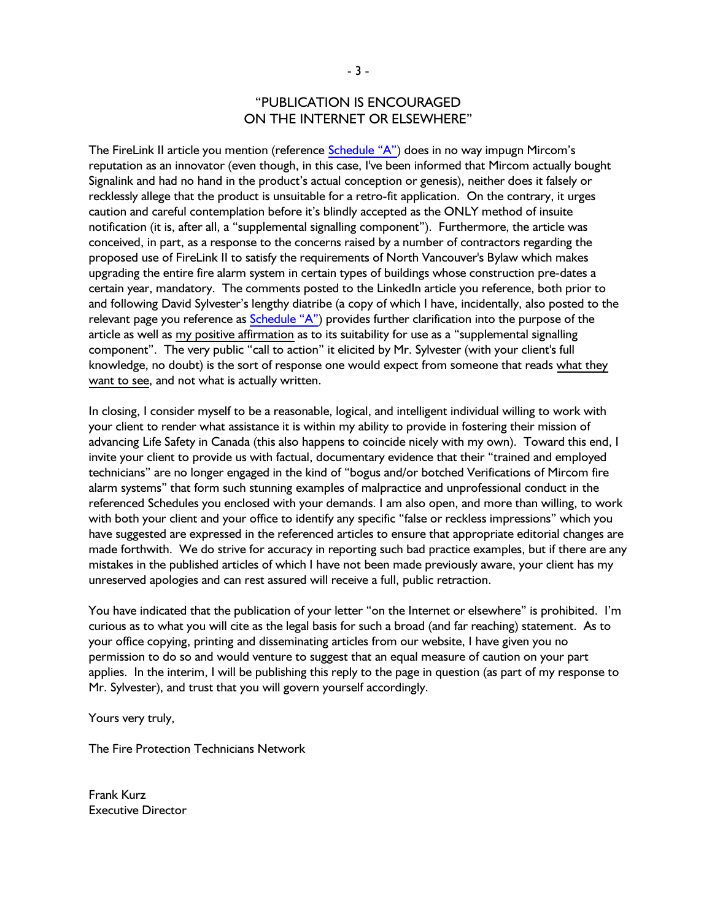## "PUBLICATION IS ENCOURAGED ON THE INTERNET OR ELSEWHERE"

The FireLink II article you mention (reference Schedule "A") does in no way impugn Mircom's reputation as an innovator (even though, in this case, I've been informed that Mircom actually bought Signalink and had no hand in the product's actual conception or genesis), neither does it falsely or recklessly allege that the product is unsuitable for a retro-fit application. On the contrary, it urges caution and careful contemplation before it's blindly accepted as the ONLY method of insuite notification (it is, after all, a "supplemental signalling component"). Furthermore, the article was conceived, in part, as a response to the concerns raised by a number of contractors regarding the proposed use of FireLink II to satisfy the requirements of North Vancouver's Bylaw which makes upgrading the entire fire alarm system in certain types of buildings whose construction pre-dates a certain year, mandatory. The comments posted to the LinkedIn article you reference, both prior to and following David Sylvester's lengthy diatribe (a copy of which I have, incidentally, also posted to the relevant page you reference as Schedule "A") provides further clarification into the purpose of the article as well as my positive affirmation as to its suitability for use as a "supplemental signalling component". The very public "call to action" it elicited by Mr. Sylvester (with your client's full knowledge, no doubt) is the sort of response one would expect from someone that reads what they want to see, and not what is actually written.

In closing, I consider myself to be a reasonable, logical, and intelligent individual willing to work with your client to render what assistance it is within my ability to provide in fostering their mission of advancing Life Safety in Canada (this also happens to coincide nicely with my own). Toward this end, I invite your client to provide us with factual, documentary evidence that their "trained and employed technicians" are no longer engaged in the kind of "bogus and/or botched Verifications of Mircom fire alarm systems" that form such stunning examples of malpractice and unprofessional conduct in the referenced Schedules you enclosed with your demands. I am also open, and more than willing, to work with both your client and your office to identify any specific "false or reckless impressions" which you have suggested are expressed in the referenced articles to ensure that appropriate editorial changes are made forthwith. We do strive for accuracy in reporting such bad practice examples, but if there are any mistakes in the published articles of which I have not been made previously aware, your client has my unreserved apologies and can rest assured will receive a full, public retraction.

You have indicated that the publication of your letter "on the Internet or elsewhere" is prohibited. I'm curious as to what you will cite as the legal basis for such a broad (and far reaching) statement. As to your office copying, printing and disseminating articles from our website, I have given you no permission to do so and would venture to suggest that an equal measure of caution on your part applies. In the interim, I will be publishing this reply to the page in question (as part of my response to Mr. Sylvester), and trust that you will govern yourself accordingly.

Yours very truly,

The Fire Protection Technicians Network

Frank Kurz
Executive Director